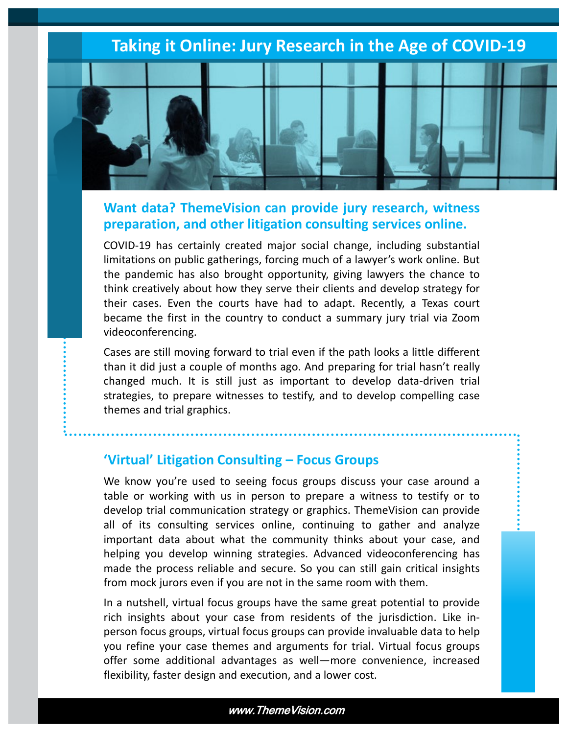# Taking it Online: Jury Research in the Age of COVID-19

## Want data? ThemeVision can provide jury research, witness preparation, and other litigation consulting services online.

COVID-19 has certainly created major social change, including substantial limitations on public gatherings, forcing much of a lawyer's work online. But the pandemic has also brought opportunity, giving lawyers the chance to think creatively about how they serve their clients and develop strategy for their cases. Even the courts have had to adapt. Recently, a Texas court became the first in the country to conduct a summary jury trial via Zoom videoconferencing.

Cases are still moving forward to trial even if the path looks a little different than it did just a couple of months ago. And preparing for trial hasn't really changed much. It is still just as important to develop data-driven trial strategies, to prepare witnesses to testify, and to develop compelling case themes and trial graphics.

## 'Virtual' Litigation Consulting – Focus Groups

We know you're used to seeing focus groups discuss your case around a table or working with us in person to prepare a witness to testify or to develop trial communication strategy or graphics. ThemeVision can provide all of its consulting services online, continuing to gather and analyze important data about what the community thinks about your case, and helping you develop winning strategies. Advanced videoconferencing has made the process reliable and secure. So you can still gain critical insights from mock jurors even if you are not in the same room with them.

In a nutshell, virtual focus groups have the same great potential to provide rich insights about your case from residents of the jurisdiction. Like in-person focus groups, virtual focus groups can provide invaluable data to help you refine your case themes and arguments for trial. Virtual focus groups offer some additional advantages as well—more convenience, increased flexibility, faster design and execution, and a lower cost.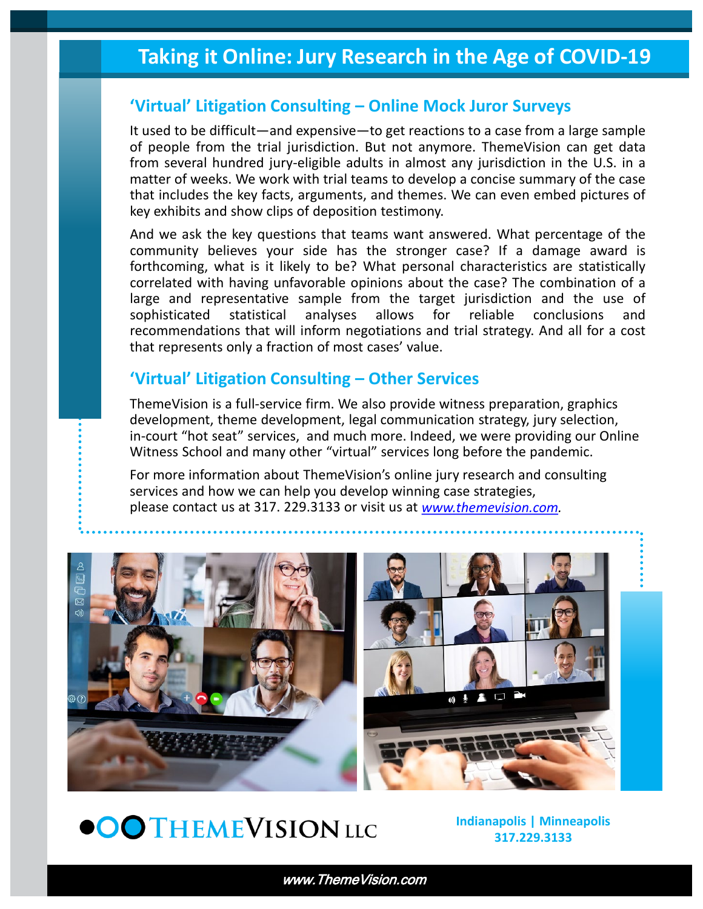# Taking it Online: Jury Research in the Age of COVID-19

## 'Virtual' Litigation Consulting – Online Mock Juror Surveys

It used to be difficult—and expensive—to get reactions to a case from a large sample of people from the trial jurisdiction. But not anymore. ThemeVision can get data from several hundred jury-eligible adults in almost any jurisdiction in the U.S. in a matter of weeks. We work with trial teams to develop a concise summary of the case that includes the key facts, arguments, and themes. We can even embed pictures of key exhibits and show clips of deposition testimony.

And we ask the key questions that teams want answered. What percentage of the community believes your side has the stronger case? If a damage award is forthcoming, what is it likely to be? What personal characteristics are statistically correlated with having unfavorable opinions about the case? The combination of a large and representative sample from the target jurisdiction and the use of sophisticated statistical analyses allows for reliable conclusions and recommendations that will inform negotiations and trial strategy. And all for a cost that represents only a fraction of most cases' value.

## 'Virtual' Litigation Consulting – Other Services

ThemeVision is a full-service firm. We also provide witness preparation, graphics development, theme development, legal communication strategy, jury selection, in-court "hot seat" services, and much more. Indeed, we were providing our Online Witness School and many other "virtual" services long before the pandemic.

For more information about ThemeVision's online jury research and consulting services and how we can help you develop winning case strategies, please contact us at 317. 229.3133 or visit us at *www.themevision.com*.

**THEMEVISION LLC**

**Indianapolis | Minneapolis**
**317.229.3133**

www.ThemeVision.com